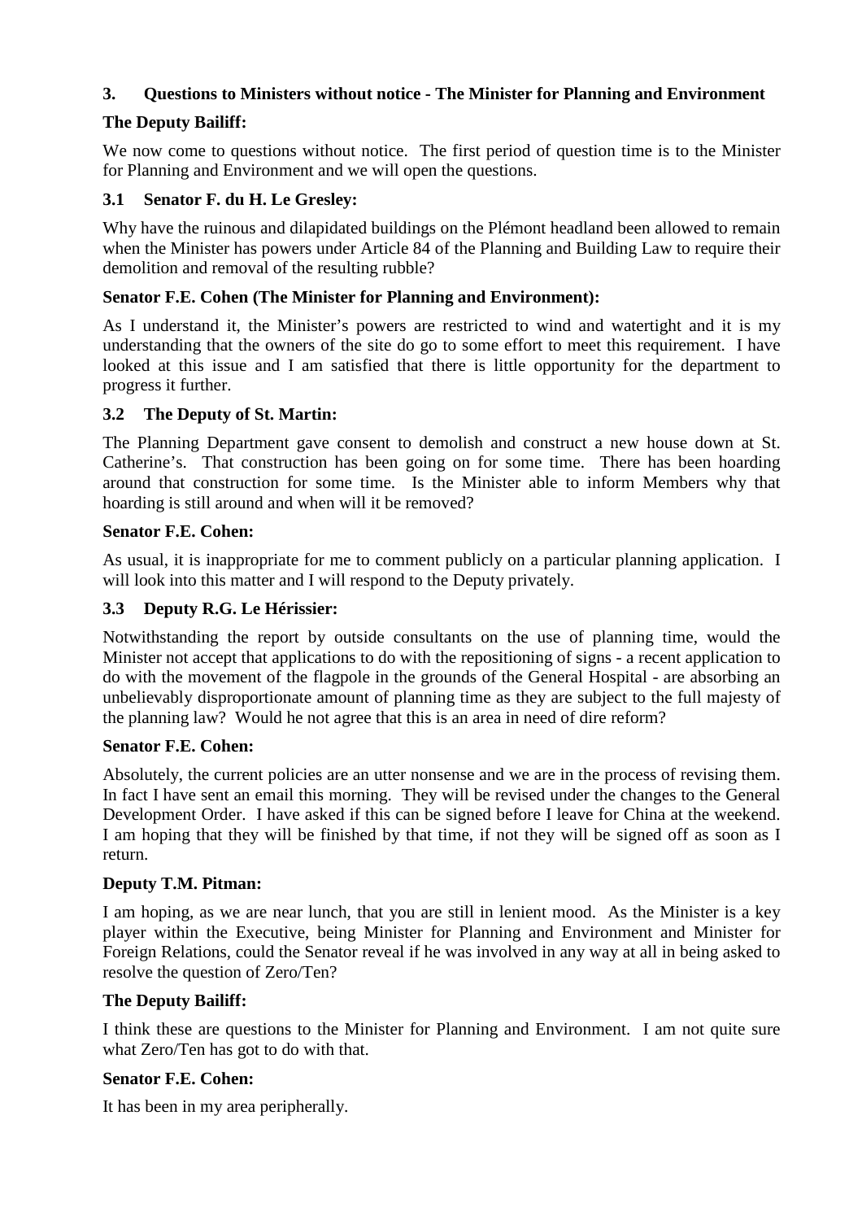### 3. Questions to Ministers without notice - The Minister for Planning and Environment

**The Deputy Bailiff:**

We now come to questions without notice. The first period of question time is to the Minister for Planning and Environment and we will open the questions.

### 3.1 Senator F. du H. Le Gresley:

Why have the ruinous and dilapidated buildings on the Plémont headland been allowed to remain when the Minister has powers under Article 84 of the Planning and Building Law to require their demolition and removal of the resulting rubble?

**Senator F.E. Cohen (The Minister for Planning and Environment):**

As I understand it, the Minister's powers are restricted to wind and watertight and it is my understanding that the owners of the site do go to some effort to meet this requirement. I have looked at this issue and I am satisfied that there is little opportunity for the department to progress it further.

### 3.2 The Deputy of St. Martin:

The Planning Department gave consent to demolish and construct a new house down at St. Catherine's. That construction has been going on for some time. There has been hoarding around that construction for some time. Is the Minister able to inform Members why that hoarding is still around and when will it be removed?

**Senator F.E. Cohen:**

As usual, it is inappropriate for me to comment publicly on a particular planning application. I will look into this matter and I will respond to the Deputy privately.

### 3.3 Deputy R.G. Le Hérissier:

Notwithstanding the report by outside consultants on the use of planning time, would the Minister not accept that applications to do with the repositioning of signs - a recent application to do with the movement of the flagpole in the grounds of the General Hospital - are absorbing an unbelievably disproportionate amount of planning time as they are subject to the full majesty of the planning law? Would he not agree that this is an area in need of dire reform?

**Senator F.E. Cohen:**

Absolutely, the current policies are an utter nonsense and we are in the process of revising them. In fact I have sent an email this morning. They will be revised under the changes to the General Development Order. I have asked if this can be signed before I leave for China at the weekend. I am hoping that they will be finished by that time, if not they will be signed off as soon as I return.

**Deputy T.M. Pitman:**

I am hoping, as we are near lunch, that you are still in lenient mood. As the Minister is a key player within the Executive, being Minister for Planning and Environment and Minister for Foreign Relations, could the Senator reveal if he was involved in any way at all in being asked to resolve the question of Zero/Ten?

**The Deputy Bailiff:**

I think these are questions to the Minister for Planning and Environment. I am not quite sure what Zero/Ten has got to do with that.

**Senator F.E. Cohen:**

It has been in my area peripherally.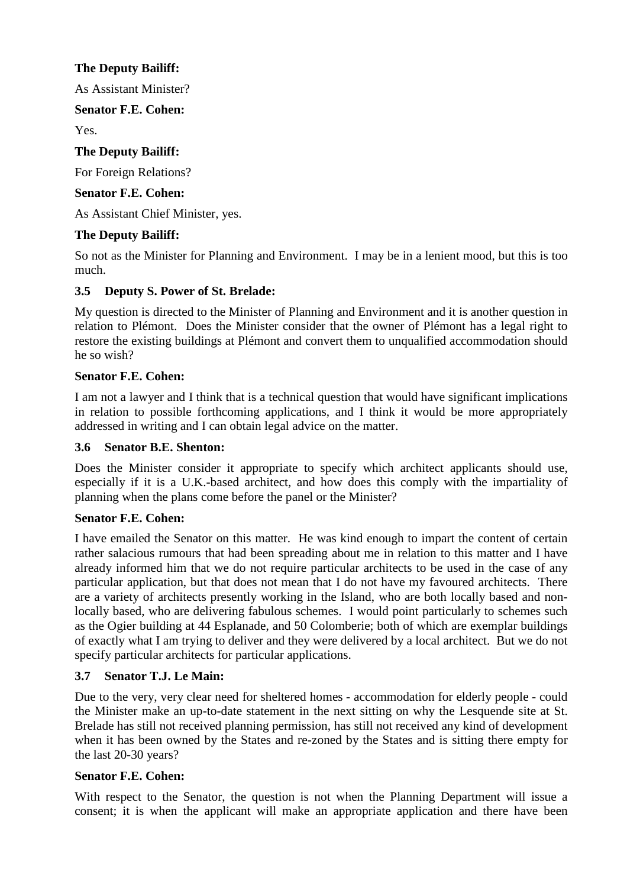**The Deputy Bailiff:**

As Assistant Minister?

**Senator F.E. Cohen:**

Yes.

**The Deputy Bailiff:**

For Foreign Relations?

**Senator F.E. Cohen:**

As Assistant Chief Minister, yes.

**The Deputy Bailiff:**

So not as the Minister for Planning and Environment. I may be in a lenient mood, but this is too much.

### 3.5 Deputy S. Power of St. Brelade:

My question is directed to the Minister of Planning and Environment and it is another question in relation to Plémont. Does the Minister consider that the owner of Plémont has a legal right to restore the existing buildings at Plémont and convert them to unqualified accommodation should he so wish?

**Senator F.E. Cohen:**

I am not a lawyer and I think that is a technical question that would have significant implications in relation to possible forthcoming applications, and I think it would be more appropriately addressed in writing and I can obtain legal advice on the matter.

### 3.6 Senator B.E. Shenton:

Does the Minister consider it appropriate to specify which architect applicants should use, especially if it is a U.K.-based architect, and how does this comply with the impartiality of planning when the plans come before the panel or the Minister?

**Senator F.E. Cohen:**

I have emailed the Senator on this matter. He was kind enough to impart the content of certain rather salacious rumours that had been spreading about me in relation to this matter and I have already informed him that we do not require particular architects to be used in the case of any particular application, but that does not mean that I do not have my favoured architects. There are a variety of architects presently working in the Island, who are both locally based and non-locally based, who are delivering fabulous schemes. I would point particularly to schemes such as the Ogier building at 44 Esplanade, and 50 Colomberie; both of which are exemplar buildings of exactly what I am trying to deliver and they were delivered by a local architect. But we do not specify particular architects for particular applications.

### 3.7 Senator T.J. Le Main:

Due to the very, very clear need for sheltered homes - accommodation for elderly people - could the Minister make an up-to-date statement in the next sitting on why the Lesquende site at St. Brelade has still not received planning permission, has still not received any kind of development when it has been owned by the States and re-zoned by the States and is sitting there empty for the last 20-30 years?

**Senator F.E. Cohen:**

With respect to the Senator, the question is not when the Planning Department will issue a consent; it is when the applicant will make an appropriate application and there have been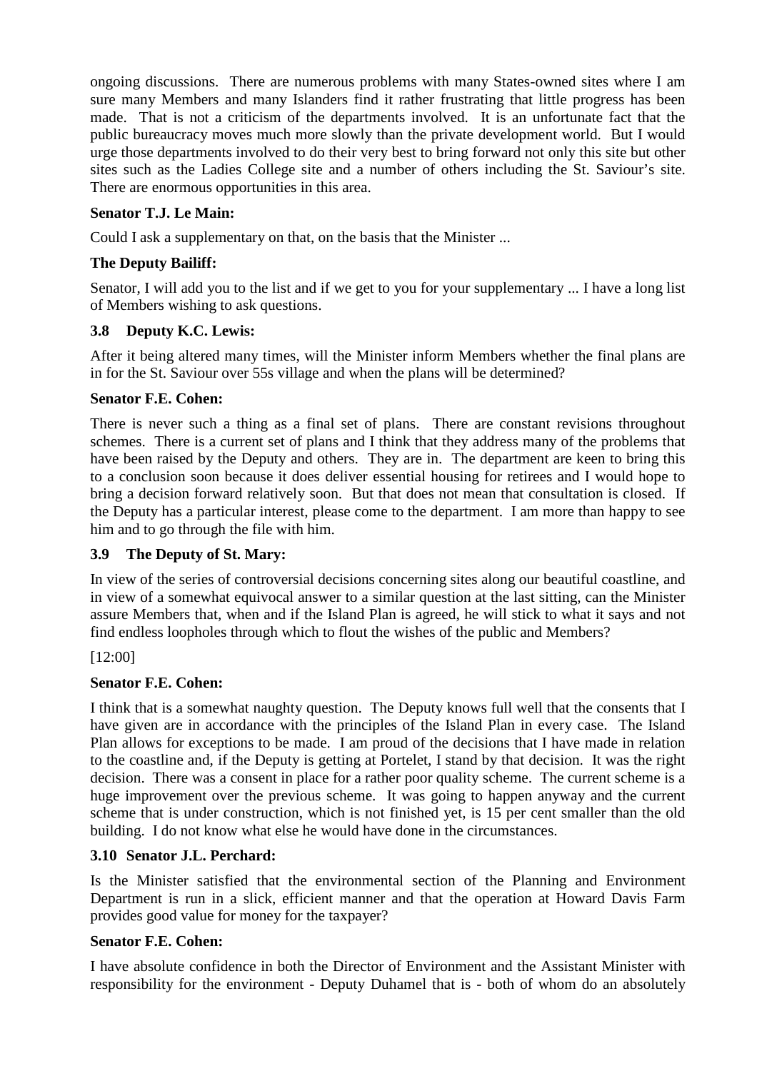ongoing discussions. There are numerous problems with many States-owned sites where I am sure many Members and many Islanders find it rather frustrating that little progress has been made. That is not a criticism of the departments involved. It is an unfortunate fact that the public bureaucracy moves much more slowly than the private development world. But I would urge those departments involved to do their very best to bring forward not only this site but other sites such as the Ladies College site and a number of others including the St. Saviour's site. There are enormous opportunities in this area.

**Senator T.J. Le Main:**

Could I ask a supplementary on that, on the basis that the Minister ...

**The Deputy Bailiff:**

Senator, I will add you to the list and if we get to you for your supplementary ... I have a long list of Members wishing to ask questions.

**3.8 Deputy K.C. Lewis:**

After it being altered many times, will the Minister inform Members whether the final plans are in for the St. Saviour over 55s village and when the plans will be determined?

**Senator F.E. Cohen:**

There is never such a thing as a final set of plans. There are constant revisions throughout schemes. There is a current set of plans and I think that they address many of the problems that have been raised by the Deputy and others. They are in. The department are keen to bring this to a conclusion soon because it does deliver essential housing for retirees and I would hope to bring a decision forward relatively soon. But that does not mean that consultation is closed. If the Deputy has a particular interest, please come to the department. I am more than happy to see him and to go through the file with him.

**3.9 The Deputy of St. Mary:**

In view of the series of controversial decisions concerning sites along our beautiful coastline, and in view of a somewhat equivocal answer to a similar question at the last sitting, can the Minister assure Members that, when and if the Island Plan is agreed, he will stick to what it says and not find endless loopholes through which to flout the wishes of the public and Members?

[12:00]

**Senator F.E. Cohen:**

I think that is a somewhat naughty question. The Deputy knows full well that the consents that I have given are in accordance with the principles of the Island Plan in every case. The Island Plan allows for exceptions to be made. I am proud of the decisions that I have made in relation to the coastline and, if the Deputy is getting at Portelet, I stand by that decision. It was the right decision. There was a consent in place for a rather poor quality scheme. The current scheme is a huge improvement over the previous scheme. It was going to happen anyway and the current scheme that is under construction, which is not finished yet, is 15 per cent smaller than the old building. I do not know what else he would have done in the circumstances.

**3.10 Senator J.L. Perchard:**

Is the Minister satisfied that the environmental section of the Planning and Environment Department is run in a slick, efficient manner and that the operation at Howard Davis Farm provides good value for money for the taxpayer?

**Senator F.E. Cohen:**

I have absolute confidence in both the Director of Environment and the Assistant Minister with responsibility for the environment - Deputy Duhamel that is - both of whom do an absolutely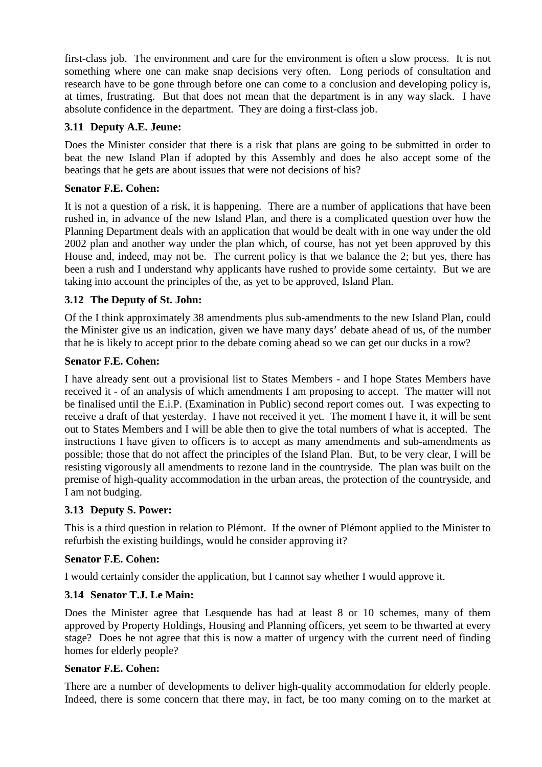first-class job. The environment and care for the environment is often a slow process. It is not something where one can make snap decisions very often. Long periods of consultation and research have to be gone through before one can come to a conclusion and developing policy is, at times, frustrating. But that does not mean that the department is in any way slack. I have absolute confidence in the department. They are doing a first-class job.

### 3.11 Deputy A.E. Jeune:

Does the Minister consider that there is a risk that plans are going to be submitted in order to beat the new Island Plan if adopted by this Assembly and does he also accept some of the beatings that he gets are about issues that were not decisions of his?

**Senator F.E. Cohen:**

It is not a question of a risk, it is happening. There are a number of applications that have been rushed in, in advance of the new Island Plan, and there is a complicated question over how the Planning Department deals with an application that would be dealt with in one way under the old 2002 plan and another way under the plan which, of course, has not yet been approved by this House and, indeed, may not be. The current policy is that we balance the 2; but yes, there has been a rush and I understand why applicants have rushed to provide some certainty. But we are taking into account the principles of the, as yet to be approved, Island Plan.

### 3.12 The Deputy of St. John:

Of the I think approximately 38 amendments plus sub-amendments to the new Island Plan, could the Minister give us an indication, given we have many days' debate ahead of us, of the number that he is likely to accept prior to the debate coming ahead so we can get our ducks in a row?

**Senator F.E. Cohen:**

I have already sent out a provisional list to States Members - and I hope States Members have received it - of an analysis of which amendments I am proposing to accept. The matter will not be finalised until the E.i.P. (Examination in Public) second report comes out. I was expecting to receive a draft of that yesterday. I have not received it yet. The moment I have it, it will be sent out to States Members and I will be able then to give the total numbers of what is accepted. The instructions I have given to officers is to accept as many amendments and sub-amendments as possible; those that do not affect the principles of the Island Plan. But, to be very clear, I will be resisting vigorously all amendments to rezone land in the countryside. The plan was built on the premise of high-quality accommodation in the urban areas, the protection of the countryside, and I am not budging.

### 3.13 Deputy S. Power:

This is a third question in relation to Plémont. If the owner of Plémont applied to the Minister to refurbish the existing buildings, would he consider approving it?

**Senator F.E. Cohen:**

I would certainly consider the application, but I cannot say whether I would approve it.

### 3.14 Senator T.J. Le Main:

Does the Minister agree that Lesquende has had at least 8 or 10 schemes, many of them approved by Property Holdings, Housing and Planning officers, yet seem to be thwarted at every stage? Does he not agree that this is now a matter of urgency with the current need of finding homes for elderly people?

**Senator F.E. Cohen:**

There are a number of developments to deliver high-quality accommodation for elderly people. Indeed, there is some concern that there may, in fact, be too many coming on to the market at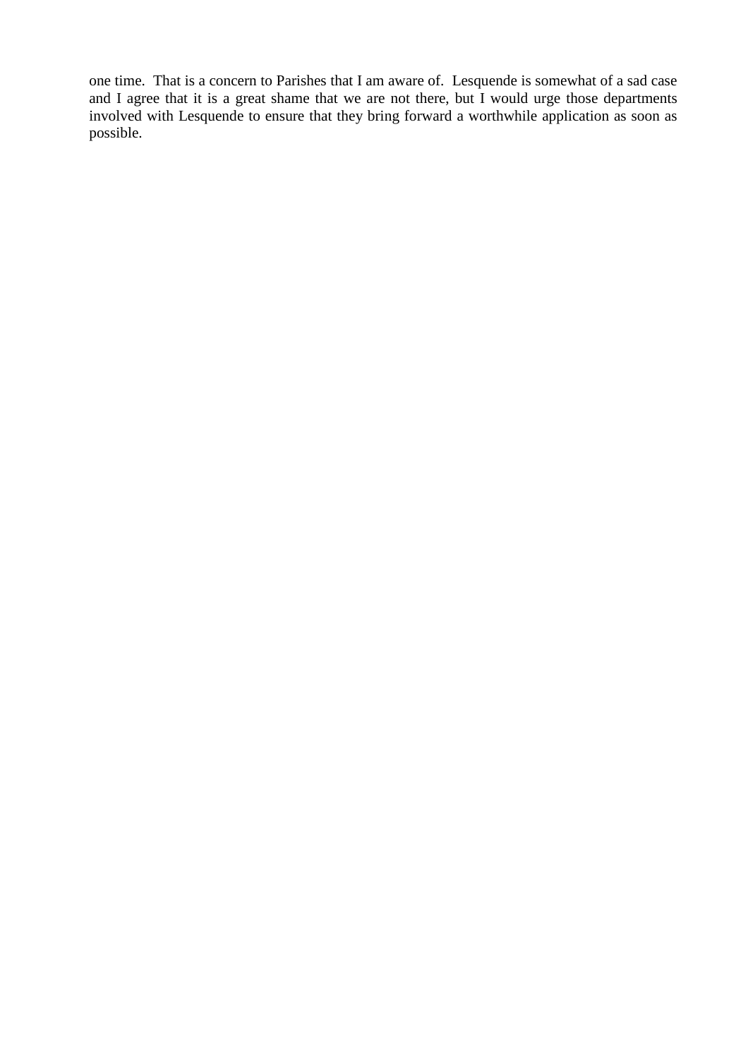one time. That is a concern to Parishes that I am aware of. Lesquende is somewhat of a sad case and I agree that it is a great shame that we are not there, but I would urge those departments involved with Lesquende to ensure that they bring forward a worthwhile application as soon as possible.